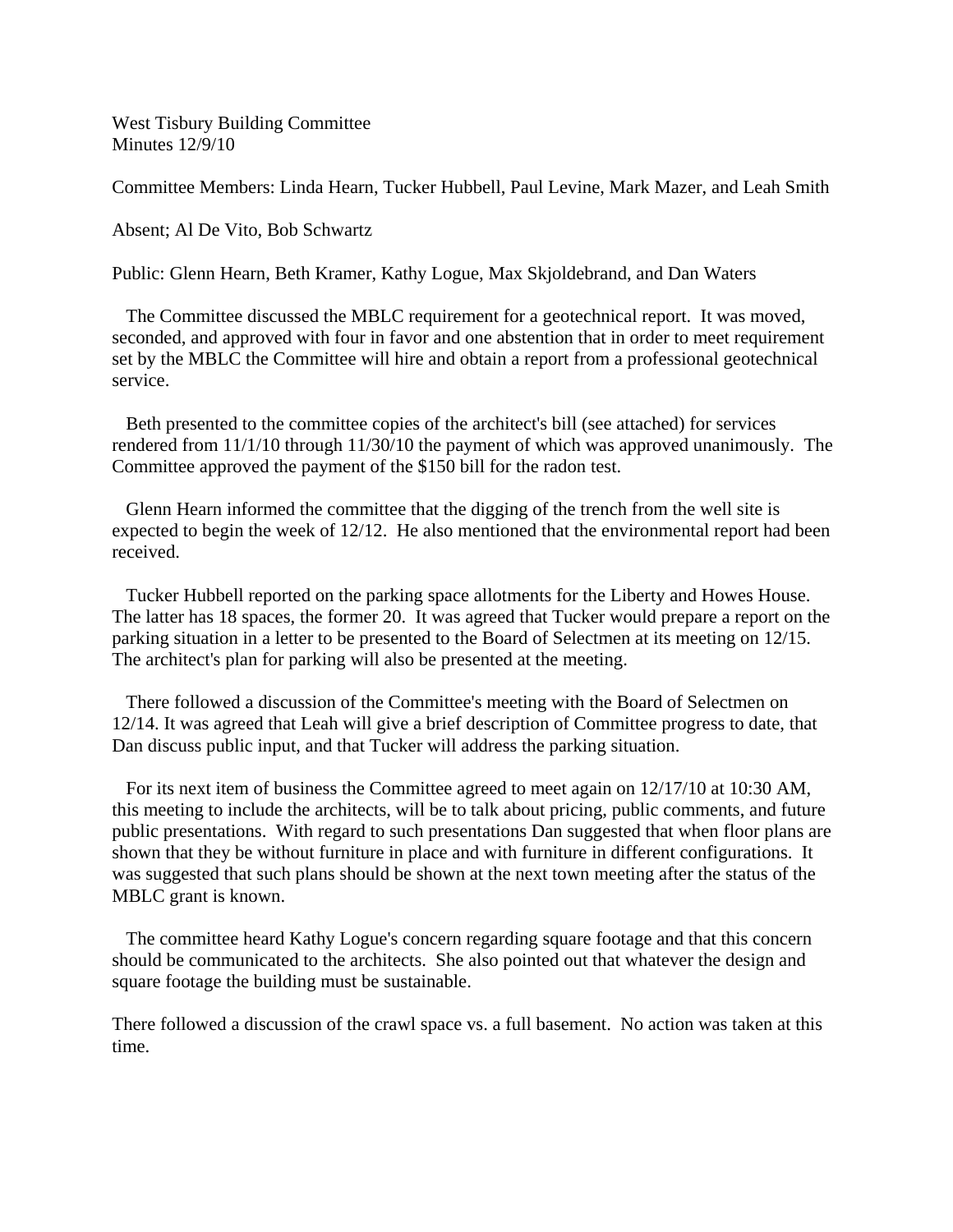West Tisbury Building Committee
Minutes 12/9/10

Committee Members: Linda Hearn, Tucker Hubbell, Paul Levine, Mark Mazer, and Leah Smith

Absent; Al De Vito, Bob Schwartz

Public: Glenn Hearn, Beth Kramer, Kathy Logue, Max Skjoldebrand, and Dan Waters

The Committee discussed the MBLC requirement for a geotechnical report. It was moved, seconded, and approved with four in favor and one abstention that in order to meet requirement set by the MBLC the Committee will hire and obtain a report from a professional geotechnical service.

Beth presented to the committee copies of the architect's bill (see attached) for services rendered from 11/1/10 through 11/30/10 the payment of which was approved unanimously. The Committee approved the payment of the $150 bill for the radon test.

Glenn Hearn informed the committee that the digging of the trench from the well site is expected to begin the week of 12/12. He also mentioned that the environmental report had been received.

Tucker Hubbell reported on the parking space allotments for the Liberty and Howes House. The latter has 18 spaces, the former 20. It was agreed that Tucker would prepare a report on the parking situation in a letter to be presented to the Board of Selectmen at its meeting on 12/15. The architect's plan for parking will also be presented at the meeting.

There followed a discussion of the Committee's meeting with the Board of Selectmen on 12/14. It was agreed that Leah will give a brief description of Committee progress to date, that Dan discuss public input, and that Tucker will address the parking situation.

For its next item of business the Committee agreed to meet again on 12/17/10 at 10:30 AM, this meeting to include the architects, will be to talk about pricing, public comments, and future public presentations. With regard to such presentations Dan suggested that when floor plans are shown that they be without furniture in place and with furniture in different configurations. It was suggested that such plans should be shown at the next town meeting after the status of the MBLC grant is known.

The committee heard Kathy Logue's concern regarding square footage and that this concern should be communicated to the architects. She also pointed out that whatever the design and square footage the building must be sustainable.

There followed a discussion of the crawl space vs. a full basement. No action was taken at this time.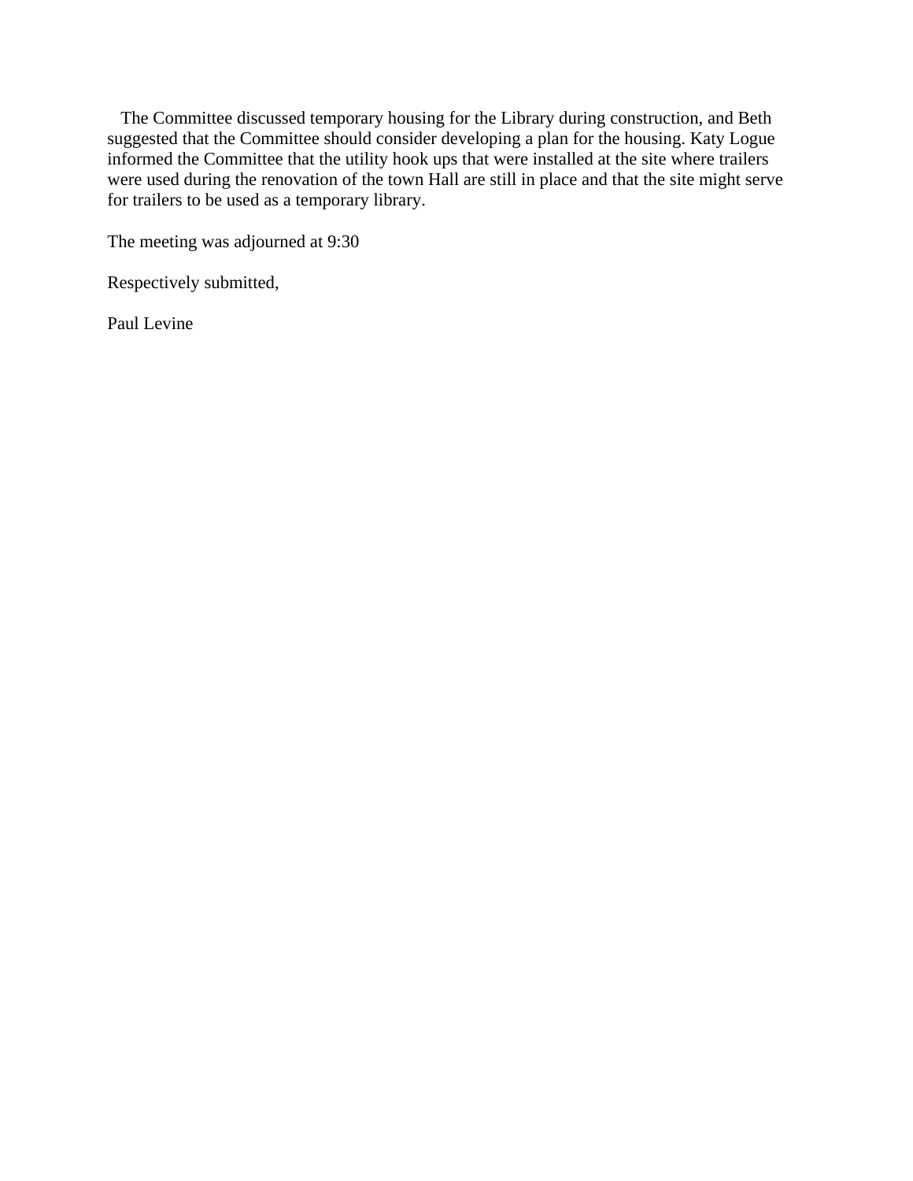The Committee discussed temporary housing for the Library during construction, and Beth suggested that the Committee should consider developing a plan for the housing. Katy Logue informed the Committee that the utility hook ups that were installed at the site where trailers were used during the renovation of the town Hall are still in place and that the site might serve for trailers to be used as a temporary library.

The meeting was adjourned at 9:30

Respectively submitted,

Paul Levine